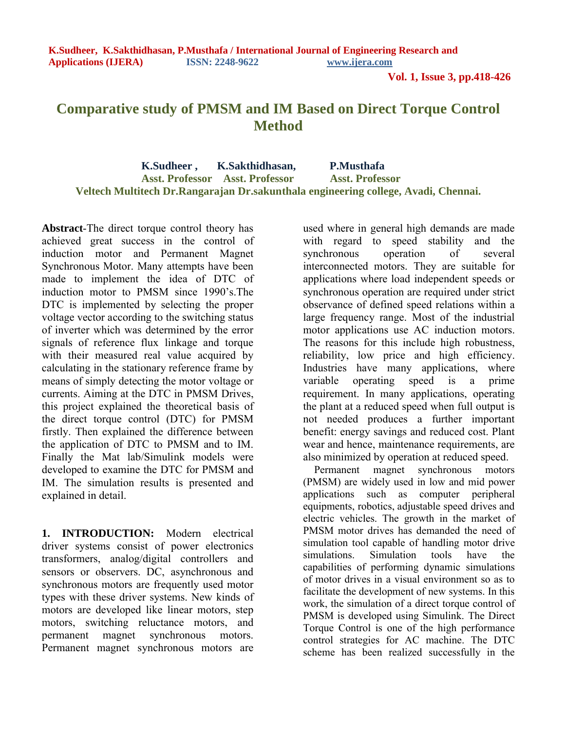# Comparative study of PMSM and IM Based on Direct Torque Control Method

**K.Sudheer , K.Sakthidhasan, P.Musthafa**
**Asst. Professor Asst. Professor Asst. Professor**
**Veltech Multitech Dr.Rangarajan Dr.sakunthala engineering college, Avadi, Chennai.**

**Abstract**-The direct torque control theory has achieved great success in the control of induction motor and Permanent Magnet Synchronous Motor. Many attempts have been made to implement the idea of DTC of induction motor to PMSM since 1990's.The DTC is implemented by selecting the proper voltage vector according to the switching status of inverter which was determined by the error signals of reference flux linkage and torque with their measured real value acquired by calculating in the stationary reference frame by means of simply detecting the motor voltage or currents. Aiming at the DTC in PMSM Drives, this project explained the theoretical basis of the direct torque control (DTC) for PMSM firstly. Then explained the difference between the application of DTC to PMSM and to IM. Finally the Mat lab/Simulink models were developed to examine the DTC for PMSM and IM. The simulation results is presented and explained in detail.

**1. INTRODUCTION:** Modern electrical driver systems consist of power electronics transformers, analog/digital controllers and sensors or observers. DC, asynchronous and synchronous motors are frequently used motor types with these driver systems. New kinds of motors are developed like linear motors, step motors, switching reluctance motors, and permanent magnet synchronous motors. Permanent magnet synchronous motors are used where in general high demands are made with regard to speed stability and the synchronous operation of several interconnected motors. They are suitable for applications where load independent speeds or synchronous operation are required under strict observance of defined speed relations within a large frequency range. Most of the industrial motor applications use AC induction motors. The reasons for this include high robustness, reliability, low price and high efficiency. Industries have many applications, where variable operating speed is a prime requirement. In many applications, operating the plant at a reduced speed when full output is not needed produces a further important benefit: energy savings and reduced cost. Plant wear and hence, maintenance requirements, are also minimized by operation at reduced speed.

Permanent magnet synchronous motors (PMSM) are widely used in low and mid power applications such as computer peripheral equipments, robotics, adjustable speed drives and electric vehicles. The growth in the market of PMSM motor drives has demanded the need of simulation tool capable of handling motor drive simulations. Simulation tools have the capabilities of performing dynamic simulations of motor drives in a visual environment so as to facilitate the development of new systems. In this work, the simulation of a direct torque control of PMSM is developed using Simulink. The Direct Torque Control is one of the high performance control strategies for AC machine. The DTC scheme has been realized successfully in the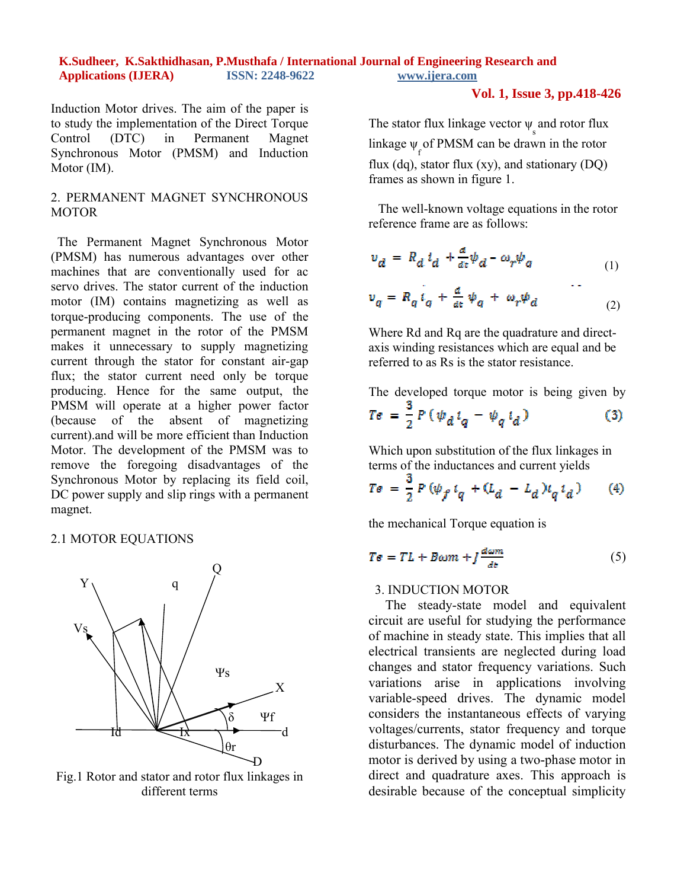Induction Motor drives. The aim of the paper is to study the implementation of the Direct Torque Control (DTC) in Permanent Magnet Synchronous Motor (PMSM) and Induction Motor (IM).

## 2. PERMANENT MAGNET SYNCHRONOUS MOTOR

The Permanent Magnet Synchronous Motor (PMSM) has numerous advantages over other machines that are conventionally used for ac servo drives. The stator current of the induction motor (IM) contains magnetizing as well as torque-producing components. The use of the permanent magnet in the rotor of the PMSM makes it unnecessary to supply magnetizing current through the stator for constant air-gap flux; the stator current need only be torque producing. Hence for the same output, the PMSM will operate at a higher power factor (because of the absent of magnetizing current).and will be more efficient than Induction Motor. The development of the PMSM was to remove the foregoing disadvantages of the Synchronous Motor by replacing its field coil, DC power supply and slip rings with a permanent magnet.

### 2.1 MOTOR EQUATIONS

Fig.1 Rotor and stator and rotor flux linkages in different terms

The stator flux linkage vector $\psi_s$ and rotor flux linkage $\psi_f$ of PMSM can be drawn in the rotor flux (dq), stator flux (xy), and stationary (DQ) frames as shown in figure 1.

The well-known voltage equations in the rotor reference frame are as follows:

$$v_d = R_d i_d + \frac{d}{dt}\psi_d - \omega_r \psi_q \quad (1)$$

$$v_q = R_q i_q + \frac{d}{dt}\psi_q + \omega_r \psi_d \quad (2)$$

Where Rd and Rq are the quadrature and direct-axis winding resistances which are equal and be referred to as Rs is the stator resistance.

The developed torque motor is being given by

$$Te = \frac{3}{2} P (\psi_d i_q - \psi_q i_d) \quad (3)$$

Which upon substitution of the flux linkages in terms of the inductances and current yields

$$Te = \frac{3}{2} P (\psi_f i_q + (L_d - L_d) i_q i_d) \quad (4)$$

the mechanical Torque equation is

$$Te = TL + B\omega m + J\frac{d\omega m}{dt} \quad (5)$$

## 3. INDUCTION MOTOR

The steady-state model and equivalent circuit are useful for studying the performance of machine in steady state. This implies that all electrical transients are neglected during load changes and stator frequency variations. Such variations arise in applications involving variable-speed drives. The dynamic model considers the instantaneous effects of varying voltages/currents, stator frequency and torque disturbances. The dynamic model of induction motor is derived by using a two-phase motor in direct and quadrature axes. This approach is desirable because of the conceptual simplicity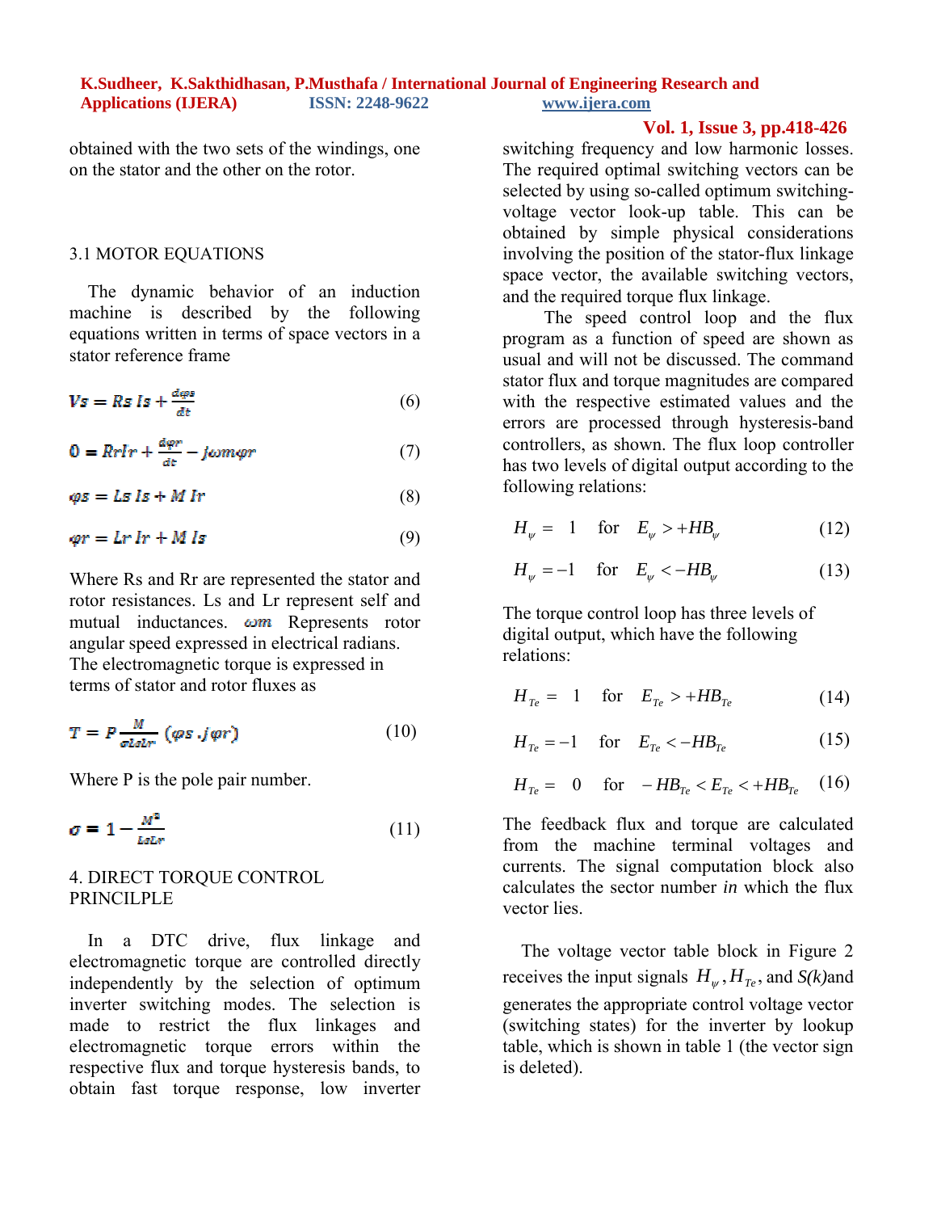obtained with the two sets of the windings, one on the stator and the other on the rotor.

### 3.1 MOTOR EQUATIONS

The dynamic behavior of an induction machine is described by the following equations written in terms of space vectors in a stator reference frame

$$Vs = Rs\, Is + \frac{d\varphi s}{dt} \tag{6}$$

$$0 = Rr Ir + \frac{d\varphi r}{dt} - j\omega m\varphi r \tag{7}$$

$$\varphi s = Ls\, Is + M\, Ir \tag{8}$$

$$\varphi r = Lr\, Ir + M\, Is \tag{9}$$

Where Rs and Rr are represented the stator and rotor resistances. Ls and Lr represent self and mutual inductances. $\omega m$ Represents rotor angular speed expressed in electrical radians. The electromagnetic torque is expressed in terms of stator and rotor fluxes as

$$T = P\frac{M}{\sigma Ls Lr}\,(\varphi s\,.\,j\varphi r') \tag{10}$$

Where P is the pole pair number.

$$\sigma = 1 - \frac{M^2}{LsLr} \tag{11}$$

## 4. DIRECT TORQUE CONTROL PRINCILPLE

In a DTC drive, flux linkage and electromagnetic torque are controlled directly independently by the selection of optimum inverter switching modes. The selection is made to restrict the flux linkages and electromagnetic torque errors within the respective flux and torque hysteresis bands, to obtain fast torque response, low inverter switching frequency and low harmonic losses. The required optimal switching vectors can be selected by using so-called optimum switching-voltage vector look-up table. This can be obtained by simple physical considerations involving the position of the stator-flux linkage space vector, the available switching vectors, and the required torque flux linkage.

The speed control loop and the flux program as a function of speed are shown as usual and will not be discussed. The command stator flux and torque magnitudes are compared with the respective estimated values and the errors are processed through hysteresis-band controllers, as shown. The flux loop controller has two levels of digital output according to the following relations:

$$H_\psi = 1 \quad \text{for} \quad E_\psi > +HB_\psi \tag{12}$$

$$H_\psi = -1 \quad \text{for} \quad E_\psi < -HB_\psi \tag{13}$$

The torque control loop has three levels of digital output, which have the following relations:

$$H_{Te} = 1 \quad \text{for} \quad E_{Te} > +HB_{Te} \tag{14}$$

$$H_{Te} = -1 \quad \text{for} \quad E_{Te} < -HB_{Te} \tag{15}$$

$$H_{Te} = 0 \quad \text{for} \quad -HB_{Te} < E_{Te} < +HB_{Te} \tag{16}$$

The feedback flux and torque are calculated from the machine terminal voltages and currents. The signal computation block also calculates the sector number *in* which the flux vector lies.

The voltage vector table block in Figure 2 receives the input signals $H_\psi, H_{Te}$, and *S(k)*and generates the appropriate control voltage vector (switching states) for the inverter by lookup table, which is shown in table 1 (the vector sign is deleted).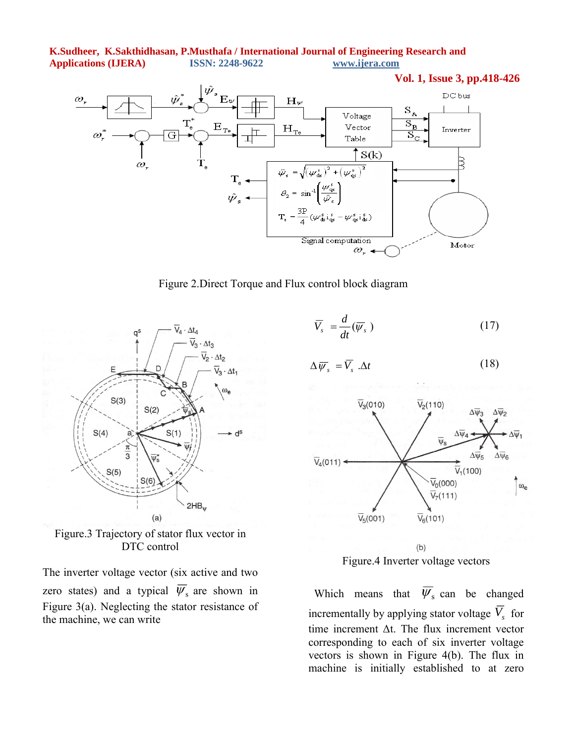Figure 2.Direct Torque and Flux control block diagram

Figure.3 Trajectory of stator flux vector in DTC control

The inverter voltage vector (six active and two zero states) and a typical $\overline{\psi}_s$ are shown in Figure 3(a). Neglecting the stator resistance of the machine, we can write

$$\overline{V}_s = \frac{d}{dt}(\overline{\psi}_s) \tag{17}$$

$$\Delta\overline{\psi}_s = \overline{V}_s .\Delta t \tag{18}$$

Figure.4 Inverter voltage vectors

Which means that $\overline{\psi}_s$ can be changed incrementally by applying stator voltage $\overline{V}_s$ for time increment Δt. The flux increment vector corresponding to each of six inverter voltage vectors is shown in Figure 4(b). The flux in machine is initially established to at zero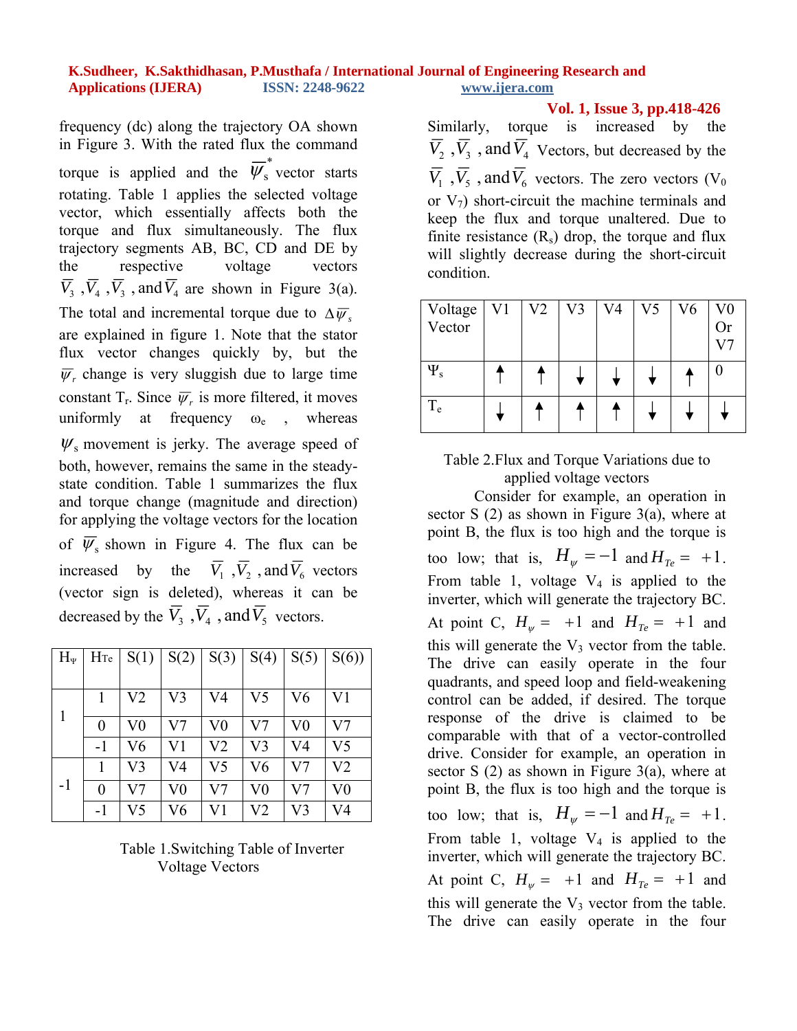frequency (dc) along the trajectory OA shown in Figure 3. With the rated flux the command torque is applied and the $\overline{\psi}_s^*$ vector starts rotating. Table 1 applies the selected voltage vector, which essentially affects both the torque and flux simultaneously. The flux trajectory segments AB, BC, CD and DE by the respective voltage vectors $\overline{V}_3$, $\overline{V}_4$, $\overline{V}_3$, and $\overline{V}_4$ are shown in Figure 3(a). The total and incremental torque due to $\Delta\overline{\psi}_s$ are explained in figure 1. Note that the stator flux vector changes quickly by, but the $\overline{\psi}_r$ change is very sluggish due to large time constant $T_r$. Since $\overline{\psi}_r$ is more filtered, it moves uniformly at frequency $\omega_e$ , whereas $\psi_s$ movement is jerky. The average speed of both, however, remains the same in the steady-state condition. Table 1 summarizes the flux and torque change (magnitude and direction) for applying the voltage vectors for the location of $\overline{\psi}_s$ shown in Figure 4. The flux can be increased by the $\overline{V}_1$, $\overline{V}_2$, and $\overline{V}_6$ vectors (vector sign is deleted), whereas it can be decreased by the $\overline{V}_3$, $\overline{V}_4$, and $\overline{V}_5$ vectors.

| $H_\Psi$ | $H_{Te}$ | S(1) | S(2) | S(3) | S(4) | S(5) | S(6)) |
|---|---|---|---|---|---|---|---|
| 1 | 1 | V2 | V3 | V4 | V5 | V6 | V1 |
| | 0 | V0 | V7 | V0 | V7 | V0 | V7 |
| | -1 | V6 | V1 | V2 | V3 | V4 | V5 |
| -1 | 1 | V3 | V4 | V5 | V6 | V7 | V2 |
| | 0 | V7 | V0 | V7 | V0 | V7 | V0 |
| | -1 | V5 | V6 | V1 | V2 | V3 | V4 |

Table 1.Switching Table of Inverter Voltage Vectors

Similarly, torque is increased by the $\overline{V}_2$, $\overline{V}_3$, and $\overline{V}_4$ Vectors, but decreased by the $\overline{V}_1$, $\overline{V}_5$, and $\overline{V}_6$ vectors. The zero vectors ($V_0$ or $V_7$) short-circuit the machine terminals and keep the flux and torque unaltered. Due to finite resistance ($R_s$) drop, the torque and flux will slightly decrease during the short-circuit condition.

| Voltage Vector | V1 | V2 | V3 | V4 | V5 | V6 | V0 Or V7 |
|---|---|---|---|---|---|---|---|
| $\Psi_s$ | ↑ | ↑ | ↓ | ↓ | ↓ | ↑ | 0 |
| $T_e$ | ↓ | ↑ | ↑ | ↑ | ↓ | ↓ | ↓ |

Table 2.Flux and Torque Variations due to applied voltage vectors

Consider for example, an operation in sector S (2) as shown in Figure 3(a), where at point B, the flux is too high and the torque is too low; that is, $H_\psi = -1$ and $H_{Te} = +1$. From table 1, voltage $V_4$ is applied to the inverter, which will generate the trajectory BC. At point C, $H_\psi = +1$ and $H_{Te} = +1$ and this will generate the $V_3$ vector from the table. The drive can easily operate in the four quadrants, and speed loop and field-weakening control can be added, if desired. The torque response of the drive is claimed to be comparable with that of a vector-controlled drive. Consider for example, an operation in sector S (2) as shown in Figure 3(a), where at point B, the flux is too high and the torque is too low; that is, $H_\psi = -1$ and $H_{Te} = +1$. From table 1, voltage $V_4$ is applied to the inverter, which will generate the trajectory BC. At point C, $H_\psi = +1$ and $H_{Te} = +1$ and this will generate the $V_3$ vector from the table. The drive can easily operate in the four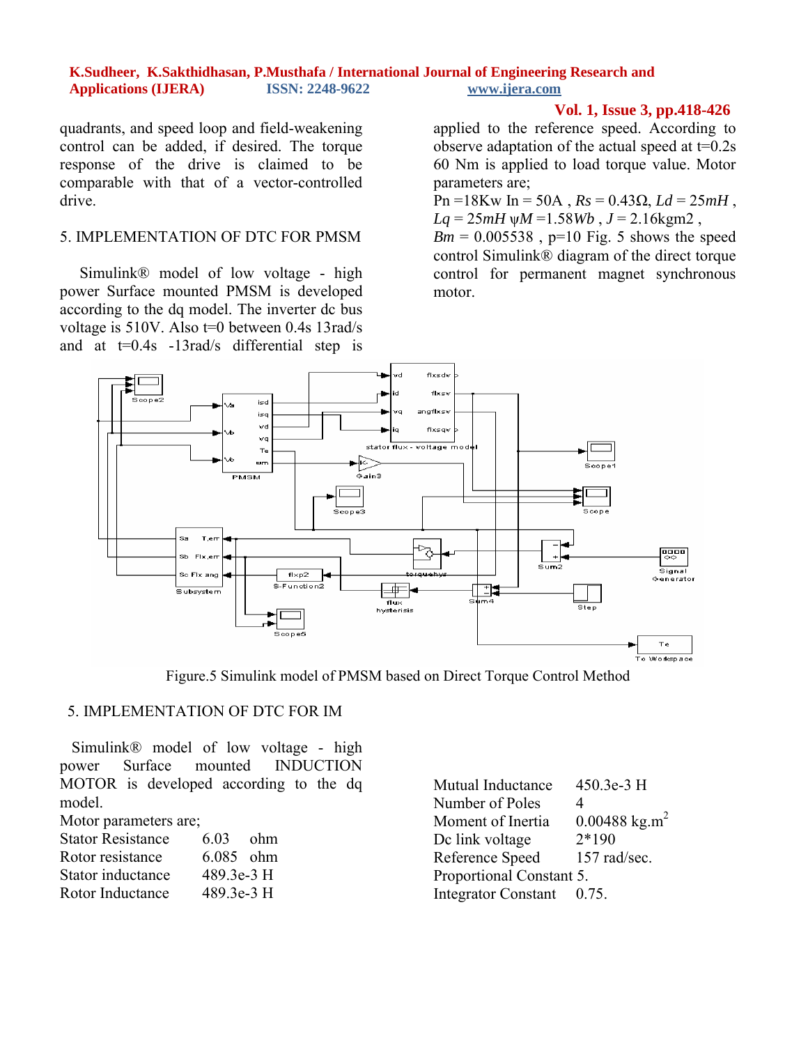quadrants, and speed loop and field-weakening control can be added, if desired. The torque response of the drive is claimed to be comparable with that of a vector-controlled drive.

## 5. IMPLEMENTATION OF DTC FOR PMSM

Simulink® model of low voltage - high power Surface mounted PMSM is developed according to the dq model. The inverter dc bus voltage is 510V. Also t=0 between 0.4s 13rad/s and at t=0.4s -13rad/s differential step is applied to the reference speed. According to observe adaptation of the actual speed at t=0.2s 60 Nm is applied to load torque value. Motor parameters are;

Pn =18Kw In = 50A , $Rs = 0.43\Omega$, $Ld = 25mH$ , $Lq = 25mH$ $\psi M = 1.58Wb$ , $J = 2.16kgm2$ , $Bm = 0.005538$ , p=10 Fig. 5 shows the speed control Simulink® diagram of the direct torque control for permanent magnet synchronous motor.

Figure.5 Simulink model of PMSM based on Direct Torque Control Method

## 5. IMPLEMENTATION OF DTC FOR IM

Simulink® model of low voltage - high power Surface mounted INDUCTION MOTOR is developed according to the dq model.

Motor parameters are;

| | |
|---|---|
| Stator Resistance | 6.03 ohm |
| Rotor resistance | 6.085 ohm |
| Stator inductance | 489.3e-3 H |
| Rotor Inductance | 489.3e-3 H |
| Mutual Inductance | 450.3e-3 H |
| Number of Poles | 4 |
| Moment of Inertia | 0.00488 $kg.m^2$ |
| Dc link voltage | 2*190 |
| Reference Speed | 157 rad/sec. |
| Proportional Constant | 5. |
| Integrator Constant | 0.75. |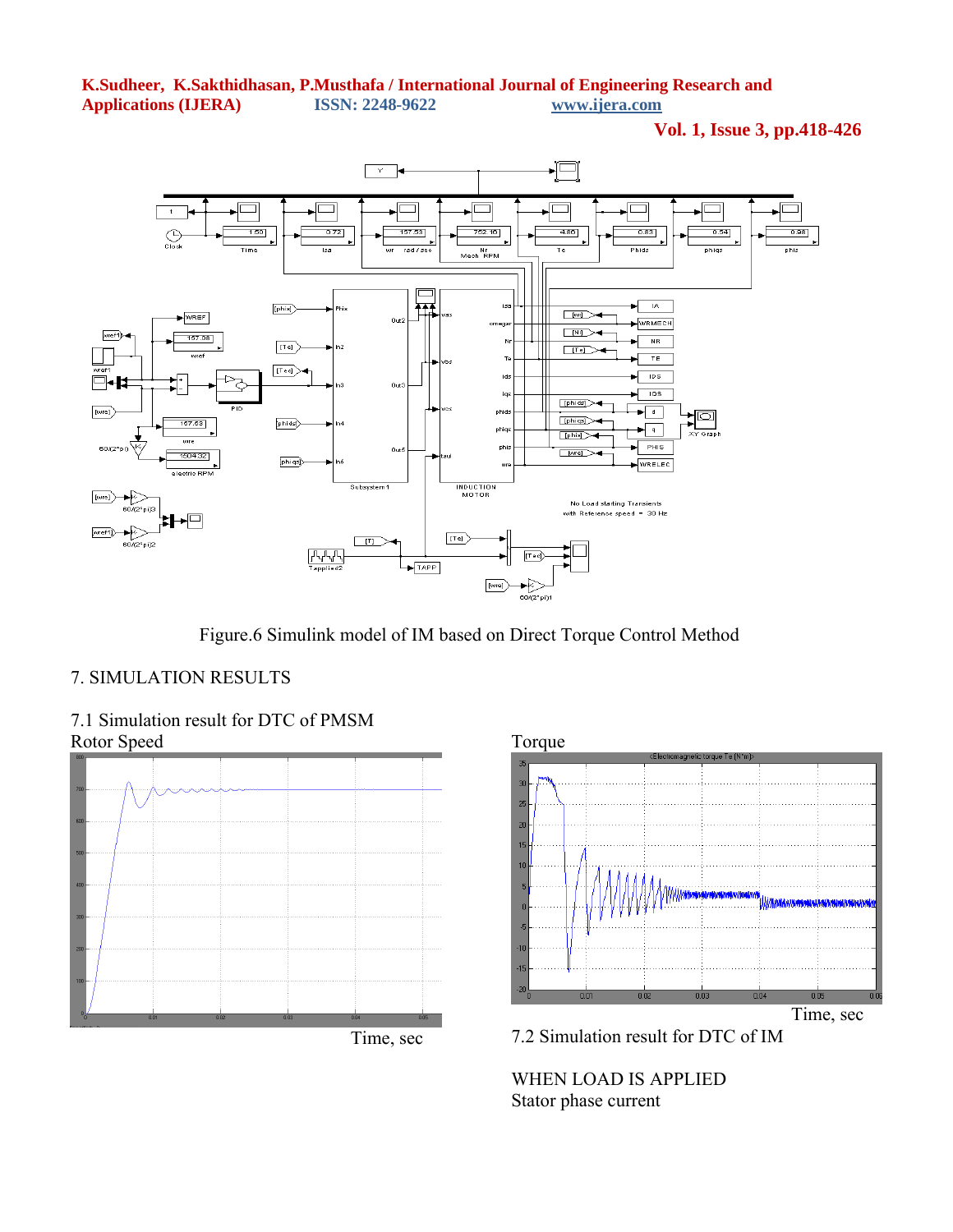Figure.6 Simulink model of IM based on Direct Torque Control Method

## 7. SIMULATION RESULTS

### 7.1 Simulation result for DTC of PMSM

Rotor Speed

Time, sec

Torque

Time, sec

### 7.2 Simulation result for DTC of IM

WHEN LOAD IS APPLIED

Stator phase current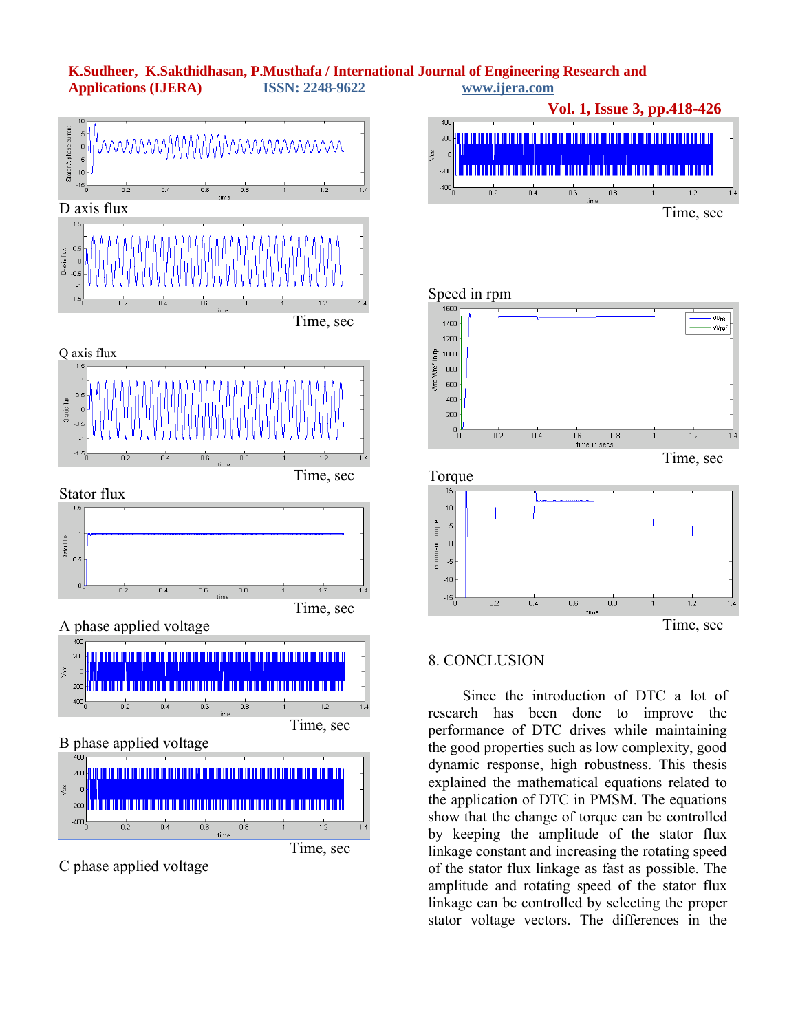D axis flux

Time, sec

Q axis flux

Time, sec

Stator flux

Time, sec

A phase applied voltage

Time, sec

B phase applied voltage

Time, sec

C phase applied voltage

Time, sec

Speed in rpm

Time, sec

Torque

Time, sec

## 8. CONCLUSION

Since the introduction of DTC a lot of research has been done to improve the performance of DTC drives while maintaining the good properties such as low complexity, good dynamic response, high robustness. This thesis explained the mathematical equations related to the application of DTC in PMSM. The equations show that the change of torque can be controlled by keeping the amplitude of the stator flux linkage constant and increasing the rotating speed of the stator flux linkage as fast as possible. The amplitude and rotating speed of the stator flux linkage can be controlled by selecting the proper stator voltage vectors. The differences in the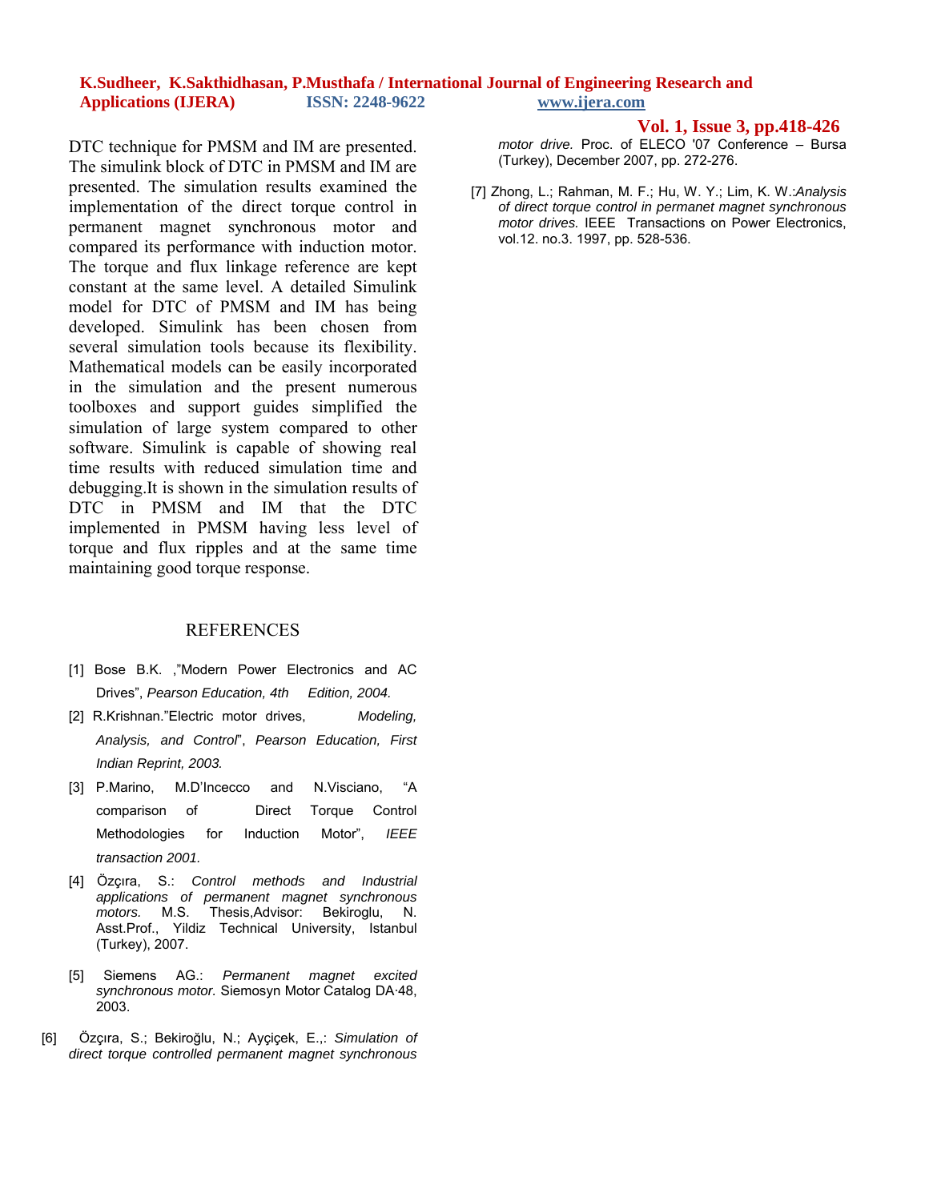DTC technique for PMSM and IM are presented. The simulink block of DTC in PMSM and IM are presented. The simulation results examined the implementation of the direct torque control in permanent magnet synchronous motor and compared its performance with induction motor. The torque and flux linkage reference are kept constant at the same level. A detailed Simulink model for DTC of PMSM and IM has being developed. Simulink has been chosen from several simulation tools because its flexibility. Mathematical models can be easily incorporated in the simulation and the present numerous toolboxes and support guides simplified the simulation of large system compared to other software. Simulink is capable of showing real time results with reduced simulation time and debugging.It is shown in the simulation results of DTC in PMSM and IM that the DTC implemented in PMSM having less level of torque and flux ripples and at the same time maintaining good torque response.

## REFERENCES

[1] Bose B.K. ,"Modern Power Electronics and AC Drives", *Pearson Education, 4th Edition, 2004.*

[2] R.Krishnan."Electric motor drives, *Modeling, Analysis, and Control*", *Pearson Education, First Indian Reprint, 2003.*

[3] P.Marino, M.D'Incecco and N.Visciano, "A comparison of Direct Torque Control Methodologies for Induction Motor", *IEEE transaction 2001.*

[4] Özçıra, S.: *Control methods and Industrial applications of permanent magnet synchronous motors.* M.S. Thesis,Advisor: Bekiroglu, N. Asst.Prof., Yildiz Technical University, Istanbul (Turkey), 2007.

[5] Siemens AG.: *Permanent magnet excited synchronous motor.* Siemosyn Motor Catalog DA·48, 2003.

[6] Özçıra, S.; Bekiroğlu, N.; Ayçiçek, E.,: *Simulation of direct torque controlled permanent magnet synchronous motor drive.* Proc. of ELECO '07 Conference – Bursa (Turkey), December 2007, pp. 272-276.

[7] Zhong, L.; Rahman, M. F.; Hu, W. Y.; Lim, K. W.:*Analysis of direct torque control in permanet magnet synchronous motor drives.* IEEE Transactions on Power Electronics, vol.12. no.3. 1997, pp. 528-536.